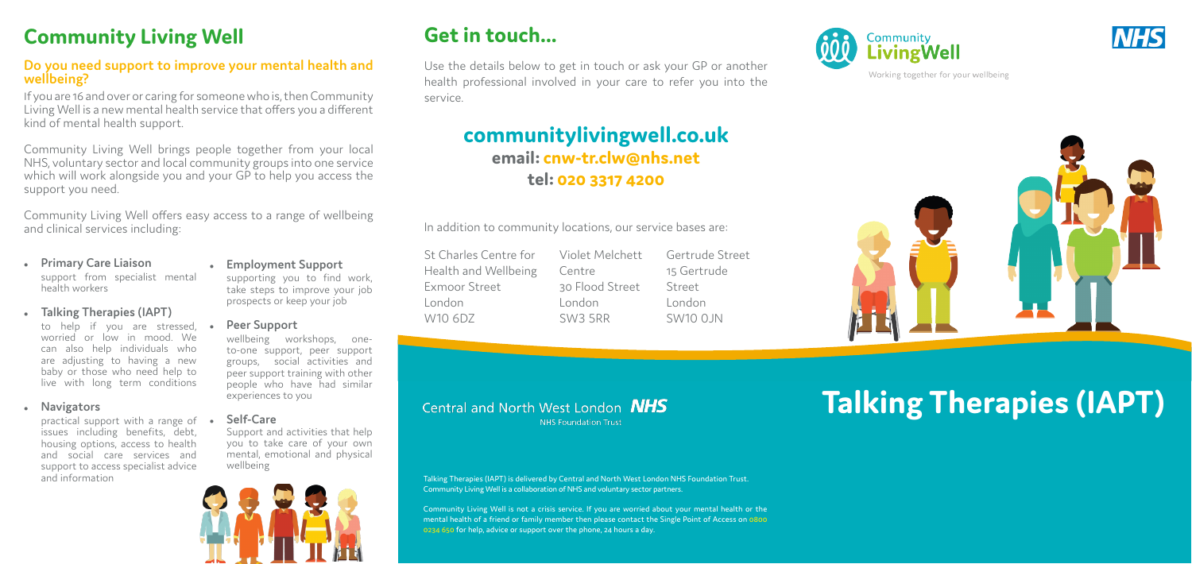# Community Living Well

## Do you need support to improve your mental health and wellbeing?

If you are 16 and over or caring for someone who is, then Community Living Well is a new mental health service that offers you a different kind of mental health support.

Community Living Well brings people together from your local NHS, voluntary sector and local community groups into one service which will work alongside you and your GP to help you access the support you need.

Community Living Well offers easy access to a range of wellbeing and clinical services including:

- **Primary Care Liaison**
  support from specialist mental health workers
- **Talking Therapies (IAPT)**
  to help if you are stressed, worried or low in mood. We can also help individuals who are adjusting to having a new baby or those who need help to live with long term conditions
- **Navigators**
  practical support with a range of issues including benefits, debt, housing options, access to health and social care services and support to access specialist advice and information
- **Employment Support**
  supporting you to find work, take steps to improve your job prospects or keep your job
- **Peer Support**
  wellbeing workshops, one-to-one support, peer support groups, social activities and peer support training with other people who have had similar experiences to you
- **Self-Care**
  Support and activities that help you to take care of your own mental, emotional and physical wellbeing

# Get in touch...

Use the details below to get in touch or ask your GP or another health professional involved in your care to refer you into the service.

## communitylivingwell.co.uk
**email: cnw-tr.clw@nhs.net**
**tel: 020 3317 4200**

In addition to community locations, our service bases are:

St Charles Centre for Health and Wellbeing
Exmoor Street
London
W10 6DZ

Violet Melchett Centre
30 Flood Street
London
SW3 5RR

Gertrude Street
15 Gertrude Street
London
SW10 0JN

Central and North West London NHS
NHS Foundation Trust

Talking Therapies (IAPT) is delivered by Central and North West London NHS Foundation Trust. Community Living Well is a collaboration of NHS and voluntary sector partners.

Community Living Well is not a crisis service. If you are worried about your mental health or the mental health of a friend or family member then please contact the Single Point of Access on 0800 0234 650 for help, advice or support over the phone, 24 hours a day.

Community LivingWell
Working together for your wellbeing

NHS

# Talking Therapies (IAPT)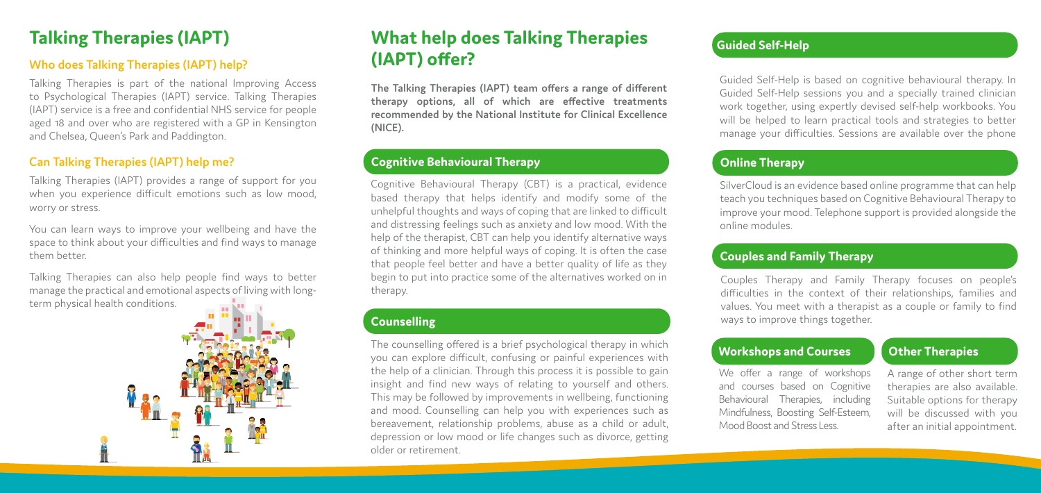# Talking Therapies (IAPT)

## Who does Talking Therapies (IAPT) help?

Talking Therapies is part of the national Improving Access to Psychological Therapies (IAPT) service. Talking Therapies (IAPT) service is a free and confidential NHS service for people aged 18 and over who are registered with a GP in Kensington and Chelsea, Queen's Park and Paddington.

## Can Talking Therapies (IAPT) help me?

Talking Therapies (IAPT) provides a range of support for you when you experience difficult emotions such as low mood, worry or stress.

You can learn ways to improve your wellbeing and have the space to think about your difficulties and find ways to manage them better.

Talking Therapies can also help people find ways to better manage the practical and emotional aspects of living with long-term physical health conditions.

# What help does Talking Therapies (IAPT) offer?

**The Talking Therapies (IAPT) team offers a range of different therapy options, all of which are effective treatments recommended by the National Institute for Clinical Excellence (NICE).**

## Cognitive Behavioural Therapy

Cognitive Behavioural Therapy (CBT) is a practical, evidence based therapy that helps identify and modify some of the unhelpful thoughts and ways of coping that are linked to difficult and distressing feelings such as anxiety and low mood. With the help of the therapist, CBT can help you identify alternative ways of thinking and more helpful ways of coping. It is often the case that people feel better and have a better quality of life as they begin to put into practice some of the alternatives worked on in therapy.

## Counselling

The counselling offered is a brief psychological therapy in which you can explore difficult, confusing or painful experiences with the help of a clinician. Through this process it is possible to gain insight and find new ways of relating to yourself and others. This may be followed by improvements in wellbeing, functioning and mood. Counselling can help you with experiences such as bereavement, relationship problems, abuse as a child or adult, depression or low mood or life changes such as divorce, getting older or retirement.

## Guided Self-Help

Guided Self-Help is based on cognitive behavioural therapy. In Guided Self-Help sessions you and a specially trained clinician work together, using expertly devised self-help workbooks. You will be helped to learn practical tools and strategies to better manage your difficulties. Sessions are available over the phone

## Online Therapy

SilverCloud is an evidence based online programme that can help teach you techniques based on Cognitive Behavioural Therapy to improve your mood. Telephone support is provided alongside the online modules.

## Couples and Family Therapy

Couples Therapy and Family Therapy focuses on people's difficulties in the context of their relationships, families and values. You meet with a therapist as a couple or family to find ways to improve things together.

## Workshops and Courses

We offer a range of workshops and courses based on Cognitive Behavioural Therapies, including Mindfulness, Boosting Self-Esteem, Mood Boost and Stress Less.

## Other Therapies

A range of other short term therapies are also available. Suitable options for therapy will be discussed with you after an initial appointment.